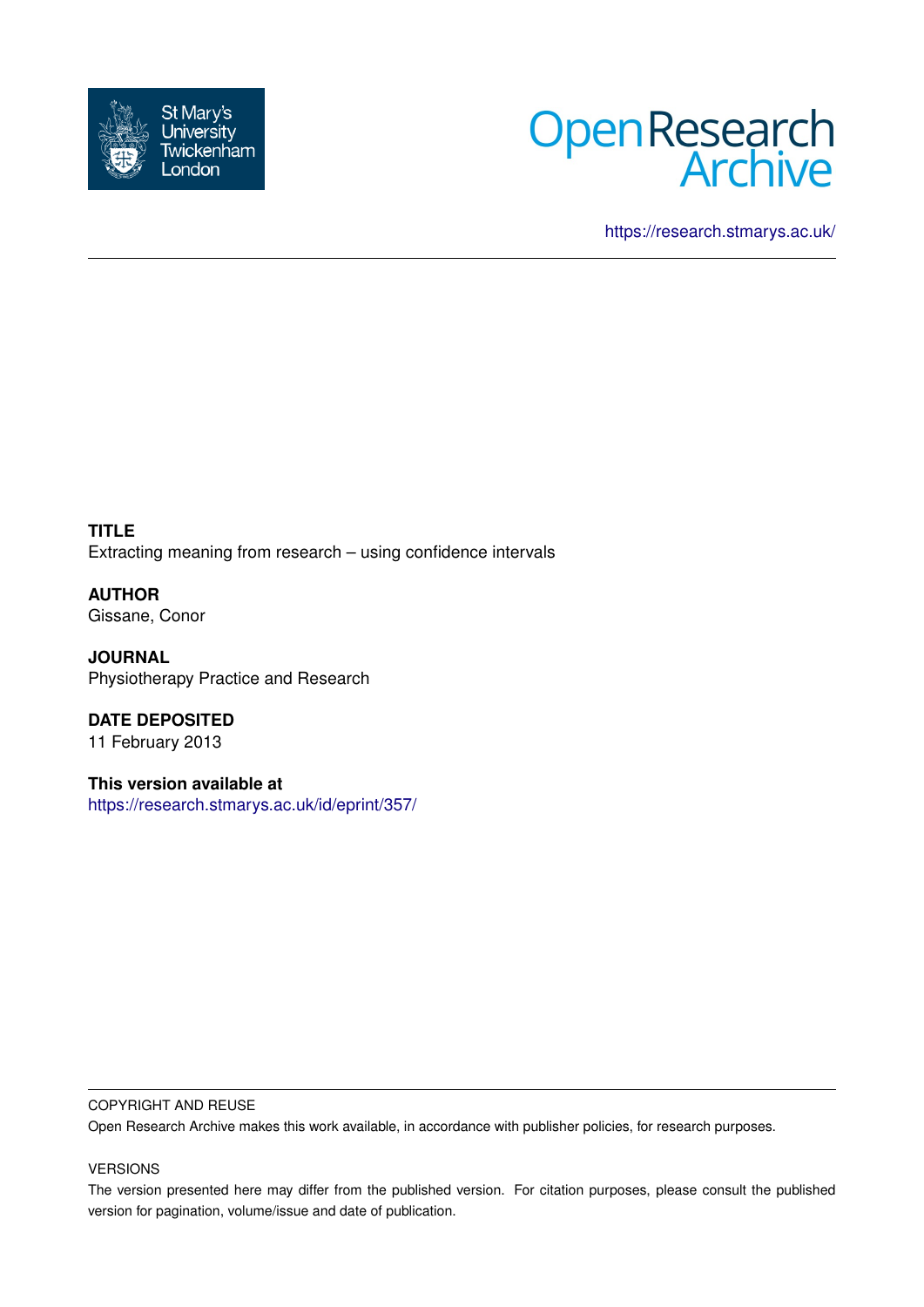St Mary's University Twickenham London

Open Research Archive

https://research.stmarys.ac.uk/

**TITLE**
Extracting meaning from research – using confidence intervals

**AUTHOR**
Gissane, Conor

**JOURNAL**
Physiotherapy Practice and Research

**DATE DEPOSITED**
11 February 2013

**This version available at**
https://research.stmarys.ac.uk/id/eprint/357/

COPYRIGHT AND REUSE

Open Research Archive makes this work available, in accordance with publisher policies, for research purposes.

VERSIONS

The version presented here may differ from the published version. For citation purposes, please consult the published version for pagination, volume/issue and date of publication.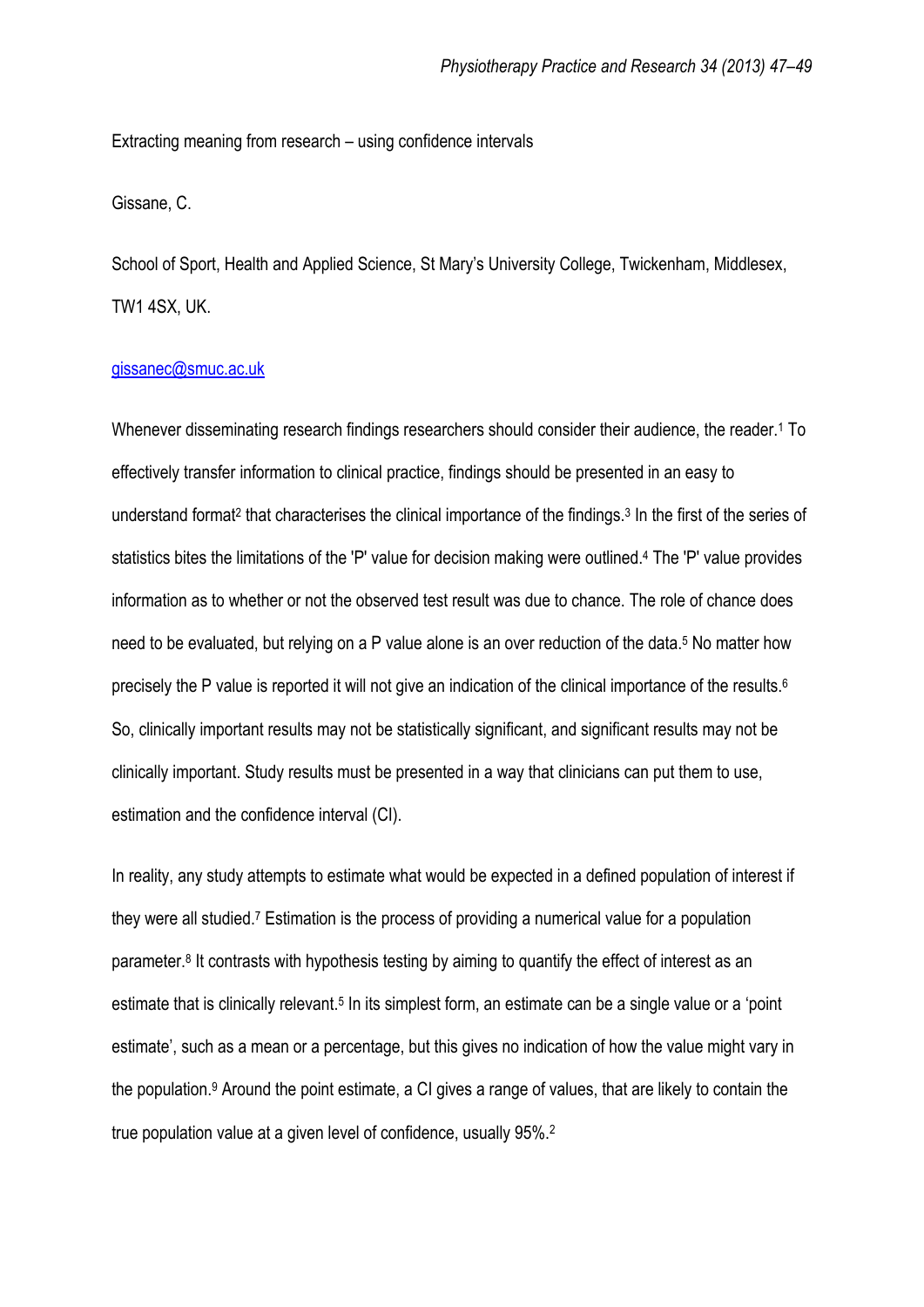Extracting meaning from research – using confidence intervals

Gissane, C.

School of Sport, Health and Applied Science, St Mary's University College, Twickenham, Middlesex, TW1 4SX, UK.

gissanec@smuc.ac.uk

Whenever disseminating research findings researchers should consider their audience, the reader.[1] To effectively transfer information to clinical practice, findings should be presented in an easy to understand format[2] that characterises the clinical importance of the findings.[3] In the first of the series of statistics bites the limitations of the 'P' value for decision making were outlined.[4] The 'P' value provides information as to whether or not the observed test result was due to chance. The role of chance does need to be evaluated, but relying on a P value alone is an over reduction of the data.[5] No matter how precisely the P value is reported it will not give an indication of the clinical importance of the results.[6] So, clinically important results may not be statistically significant, and significant results may not be clinically important. Study results must be presented in a way that clinicians can put them to use, estimation and the confidence interval (CI).

In reality, any study attempts to estimate what would be expected in a defined population of interest if they were all studied.[7] Estimation is the process of providing a numerical value for a population parameter.[8] It contrasts with hypothesis testing by aiming to quantify the effect of interest as an estimate that is clinically relevant.[5] In its simplest form, an estimate can be a single value or a 'point estimate', such as a mean or a percentage, but this gives no indication of how the value might vary in the population.[9] Around the point estimate, a CI gives a range of values, that are likely to contain the true population value at a given level of confidence, usually 95%.[2]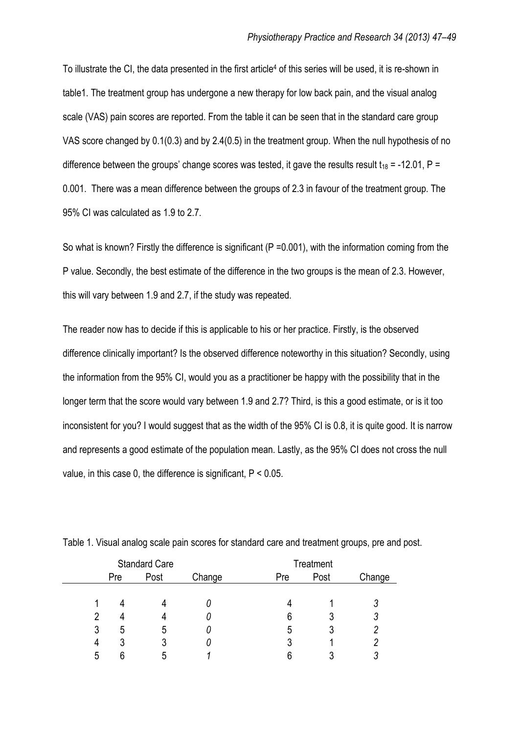To illustrate the CI, the data presented in the first article[4] of this series will be used, it is re-shown in table1. The treatment group has undergone a new therapy for low back pain, and the visual analog scale (VAS) pain scores are reported. From the table it can be seen that in the standard care group VAS score changed by 0.1(0.3) and by 2.4(0.5) in the treatment group. When the null hypothesis of no difference between the groups' change scores was tested, it gave the results result $t_{18} = -12.01$, P = 0.001. There was a mean difference between the groups of 2.3 in favour of the treatment group. The 95% CI was calculated as 1.9 to 2.7.

So what is known? Firstly the difference is significant (P =0.001), with the information coming from the P value. Secondly, the best estimate of the difference in the two groups is the mean of 2.3. However, this will vary between 1.9 and 2.7, if the study was repeated.

The reader now has to decide if this is applicable to his or her practice. Firstly, is the observed difference clinically important? Is the observed difference noteworthy in this situation? Secondly, using the information from the 95% CI, would you as a practitioner be happy with the possibility that in the longer term that the score would vary between 1.9 and 2.7? Third, is this a good estimate, or is it too inconsistent for you? I would suggest that as the width of the 95% CI is 0.8, it is quite good. It is narrow and represents a good estimate of the population mean. Lastly, as the 95% CI does not cross the null value, in this case 0, the difference is significant, P < 0.05.

Table 1. Visual analog scale pain scores for standard care and treatment groups, pre and post.

| | Standard Care | | | Treatment | | |
|---|---|---|---|---|---|---|
| | Pre | Post | Change | Pre | Post | Change |
| 1 | 4 | 4 | *0* | 4 | 1 | *3* |
| 2 | 4 | 4 | *0* | 6 | 3 | *3* |
| 3 | 5 | 5 | *0* | 5 | 3 | *2* |
| 4 | 3 | 3 | *0* | 3 | 1 | *2* |
| 5 | 6 | 5 | *1* | 6 | 3 | *3* |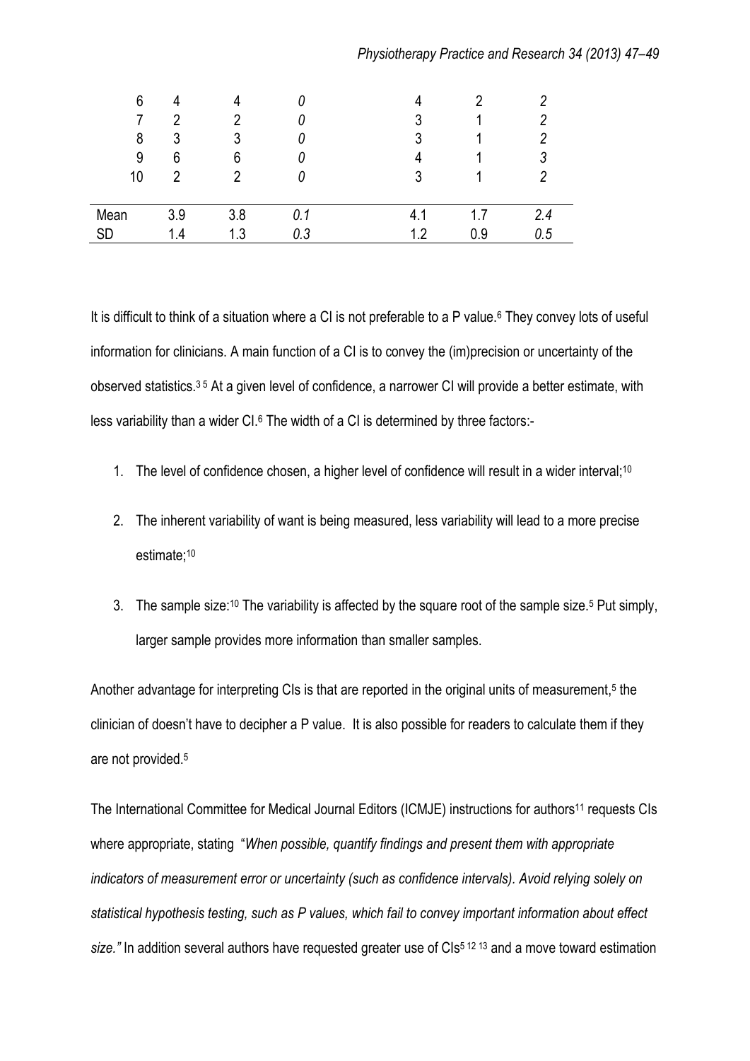| | | | | | | |
|---|---|---|---|---|---|---|
| 6 | 4 | 4 | *0* | 4 | 2 | *2* |
| 7 | 2 | 2 | *0* | 3 | 1 | *2* |
| 8 | 3 | 3 | *0* | 3 | 1 | *2* |
| 9 | 6 | 6 | *0* | 4 | 1 | *3* |
| 10 | 2 | 2 | *0* | 3 | 1 | *2* |
| Mean | 3.9 | 3.8 | *0.1* | 4.1 | 1.7 | *2.4* |
| SD | 1.4 | 1.3 | *0.3* | 1.2 | 0.9 | *0.5* |

It is difficult to think of a situation where a CI is not preferable to a P value.[6] They convey lots of useful information for clinicians. A main function of a CI is to convey the (im)precision or uncertainty of the observed statistics.[3 5] At a given level of confidence, a narrower CI will provide a better estimate, with less variability than a wider CI.[6] The width of a CI is determined by three factors:-

1. The level of confidence chosen, a higher level of confidence will result in a wider interval;[10]
2. The inherent variability of want is being measured, less variability will lead to a more precise estimate;[10]
3. The sample size:[10] The variability is affected by the square root of the sample size.[5] Put simply, larger sample provides more information than smaller samples.

Another advantage for interpreting CIs is that are reported in the original units of measurement,[5] the clinician of doesn't have to decipher a P value. It is also possible for readers to calculate them if they are not provided.[5]

The International Committee for Medical Journal Editors (ICMJE) instructions for authors[11] requests CIs where appropriate, stating "*When possible, quantify findings and present them with appropriate indicators of measurement error or uncertainty (such as confidence intervals). Avoid relying solely on statistical hypothesis testing, such as P values, which fail to convey important information about effect size."* In addition several authors have requested greater use of CIs[5 12 13] and a move toward estimation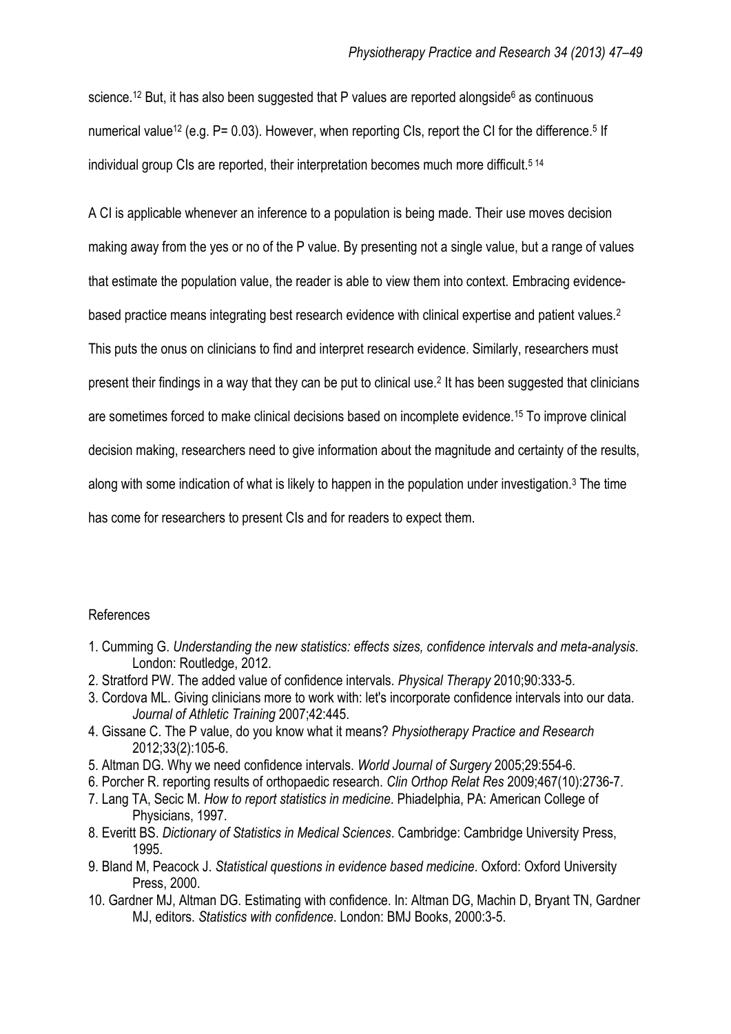science.[12] But, it has also been suggested that P values are reported alongside[6] as continuous numerical value[12] (e.g. P= 0.03). However, when reporting CIs, report the CI for the difference.[5] If individual group CIs are reported, their interpretation becomes much more difficult.[5,14]

A CI is applicable whenever an inference to a population is being made. Their use moves decision making away from the yes or no of the P value. By presenting not a single value, but a range of values that estimate the population value, the reader is able to view them into context. Embracing evidence-based practice means integrating best research evidence with clinical expertise and patient values.[2] This puts the onus on clinicians to find and interpret research evidence. Similarly, researchers must present their findings in a way that they can be put to clinical use.[2] It has been suggested that clinicians are sometimes forced to make clinical decisions based on incomplete evidence.[15] To improve clinical decision making, researchers need to give information about the magnitude and certainty of the results, along with some indication of what is likely to happen in the population under investigation.[3] The time has come for researchers to present CIs and for readers to expect them.

References

1. Cumming G. *Understanding the new statistics: effects sizes, confidence intervals and meta-analysis*. London: Routledge, 2012.
2. Stratford PW. The added value of confidence intervals. *Physical Therapy* 2010;90:333-5.
3. Cordova ML. Giving clinicians more to work with: let's incorporate confidence intervals into our data. *Journal of Athletic Training* 2007;42:445.
4. Gissane C. The P value, do you know what it means? *Physiotherapy Practice and Research* 2012;33(2):105-6.
5. Altman DG. Why we need confidence intervals. *World Journal of Surgery* 2005;29:554-6.
6. Porcher R. reporting results of orthopaedic research. *Clin Orthop Relat Res* 2009;467(10):2736-7.
7. Lang TA, Secic M. *How to report statistics in medicine*. Phiadelphia, PA: American College of Physicians, 1997.
8. Everitt BS. *Dictionary of Statistics in Medical Sciences*. Cambridge: Cambridge University Press, 1995.
9. Bland M, Peacock J. *Statistical questions in evidence based medicine*. Oxford: Oxford University Press, 2000.
10. Gardner MJ, Altman DG. Estimating with confidence. In: Altman DG, Machin D, Bryant TN, Gardner MJ, editors. *Statistics with confidence*. London: BMJ Books, 2000:3-5.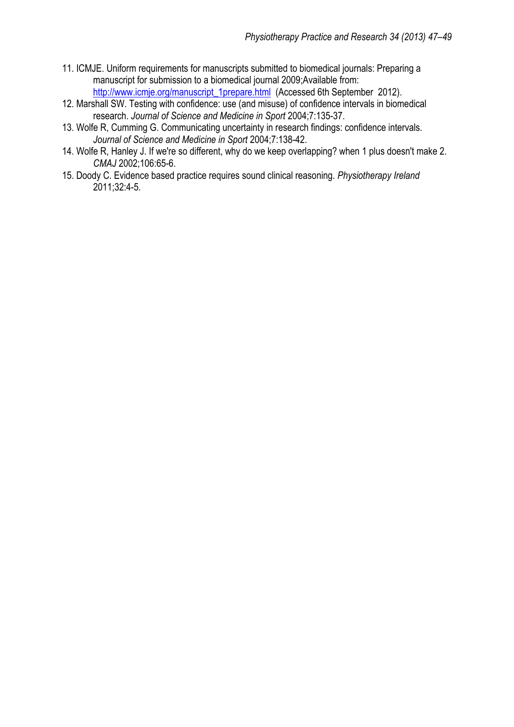11. ICMJE. Uniform requirements for manuscripts submitted to biomedical journals: Preparing a manuscript for submission to a biomedical journal 2009;Available from: http://www.icmje.org/manuscript_1prepare.html (Accessed 6th September 2012).
12. Marshall SW. Testing with confidence: use (and misuse) of confidence intervals in biomedical research. *Journal of Science and Medicine in Sport* 2004;7:135-37.
13. Wolfe R, Cumming G. Communicating uncertainty in research findings: confidence intervals. *Journal of Science and Medicine in Sport* 2004;7:138-42.
14. Wolfe R, Hanley J. If we're so different, why do we keep overlapping? when 1 plus doesn't make 2. *CMAJ* 2002;106:65-6.
15. Doody C. Evidence based practice requires sound clinical reasoning. *Physiotherapy Ireland* 2011;32:4-5.